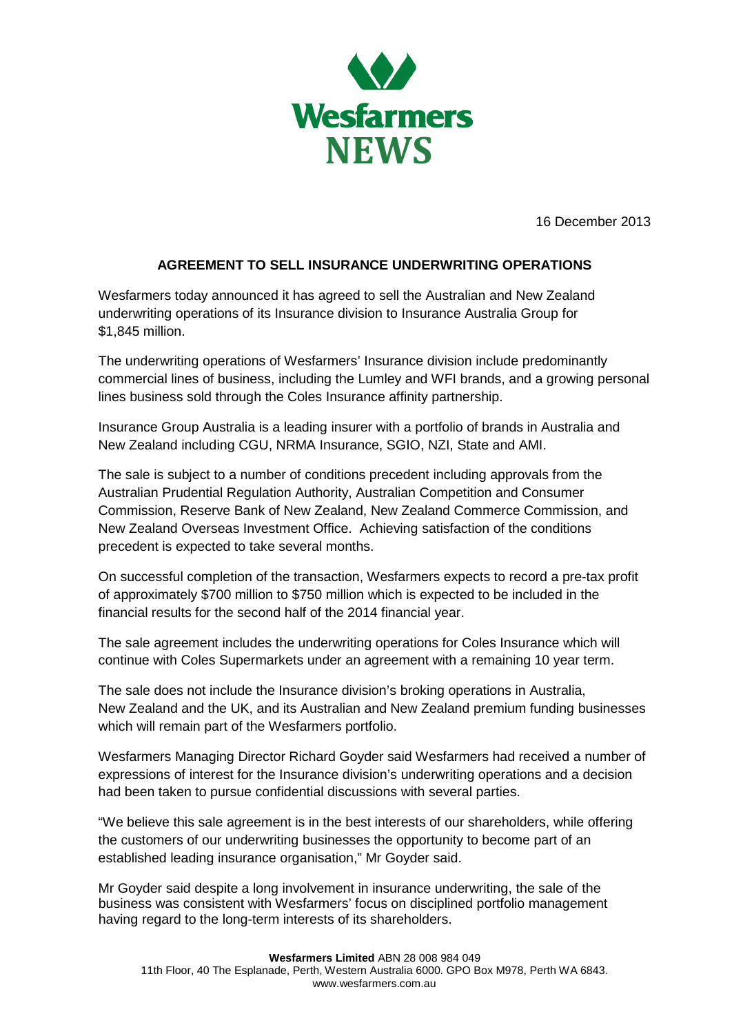Wesfarmers NEWS

16 December 2013

## AGREEMENT TO SELL INSURANCE UNDERWRITING OPERATIONS

Wesfarmers today announced it has agreed to sell the Australian and New Zealand underwriting operations of its Insurance division to Insurance Australia Group for $1,845 million.

The underwriting operations of Wesfarmers' Insurance division include predominantly commercial lines of business, including the Lumley and WFI brands, and a growing personal lines business sold through the Coles Insurance affinity partnership.

Insurance Group Australia is a leading insurer with a portfolio of brands in Australia and New Zealand including CGU, NRMA Insurance, SGIO, NZI, State and AMI.

The sale is subject to a number of conditions precedent including approvals from the Australian Prudential Regulation Authority, Australian Competition and Consumer Commission, Reserve Bank of New Zealand, New Zealand Commerce Commission, and New Zealand Overseas Investment Office. Achieving satisfaction of the conditions precedent is expected to take several months.

On successful completion of the transaction, Wesfarmers expects to record a pre-tax profit of approximately $700 million to $750 million which is expected to be included in the financial results for the second half of the 2014 financial year.

The sale agreement includes the underwriting operations for Coles Insurance which will continue with Coles Supermarkets under an agreement with a remaining 10 year term.

The sale does not include the Insurance division's broking operations in Australia, New Zealand and the UK, and its Australian and New Zealand premium funding businesses which will remain part of the Wesfarmers portfolio.

Wesfarmers Managing Director Richard Goyder said Wesfarmers had received a number of expressions of interest for the Insurance division's underwriting operations and a decision had been taken to pursue confidential discussions with several parties.

"We believe this sale agreement is in the best interests of our shareholders, while offering the customers of our underwriting businesses the opportunity to become part of an established leading insurance organisation," Mr Goyder said.

Mr Goyder said despite a long involvement in insurance underwriting, the sale of the business was consistent with Wesfarmers' focus on disciplined portfolio management having regard to the long-term interests of its shareholders.

**Wesfarmers Limited** ABN 28 008 984 049
11th Floor, 40 The Esplanade, Perth, Western Australia 6000. GPO Box M978, Perth WA 6843.
www.wesfarmers.com.au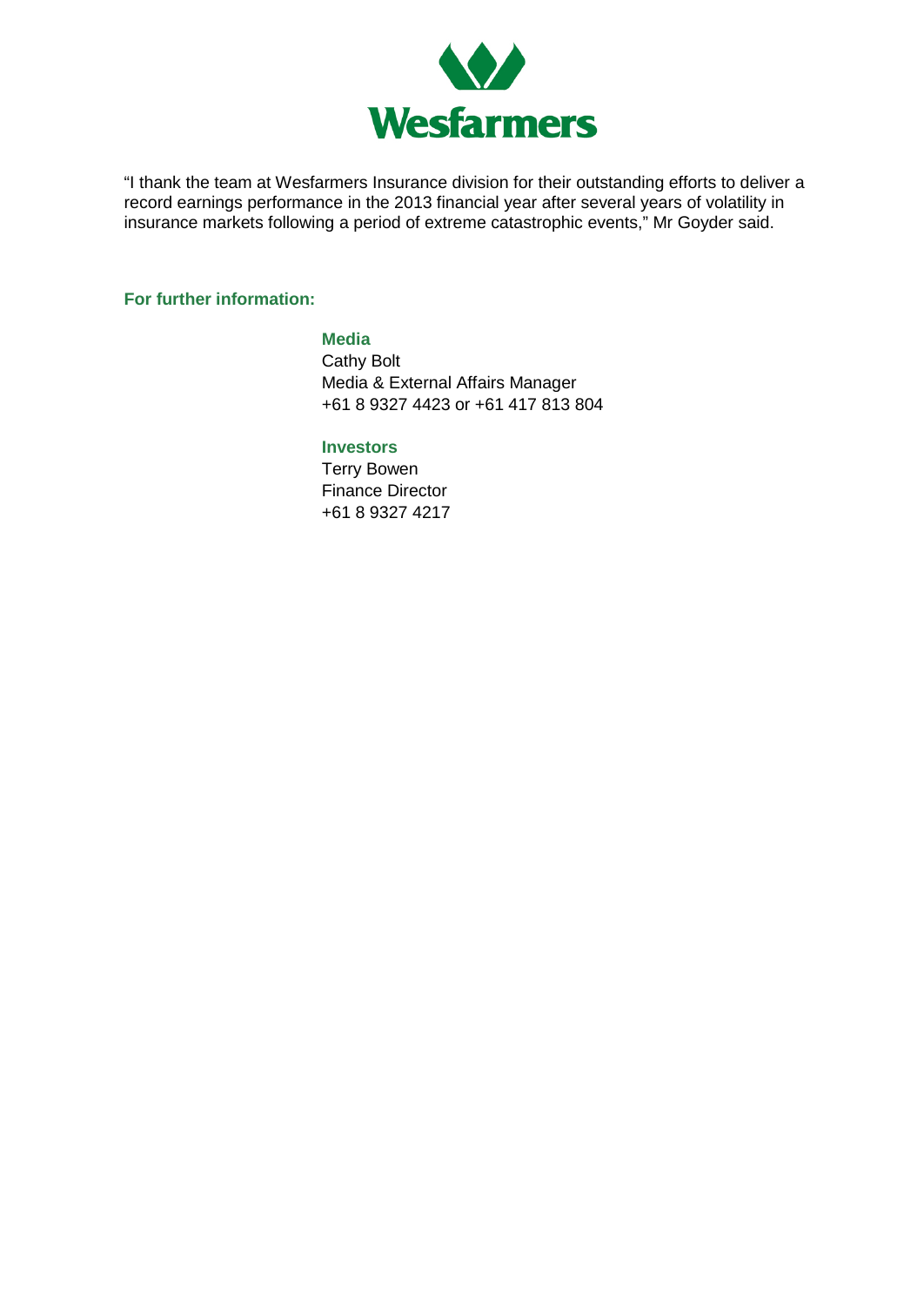"I thank the team at Wesfarmers Insurance division for their outstanding efforts to deliver a record earnings performance in the 2013 financial year after several years of volatility in insurance markets following a period of extreme catastrophic events," Mr Goyder said.

**For further information:**

**Media**
Cathy Bolt
Media & External Affairs Manager
+61 8 9327 4423 or +61 417 813 804

**Investors**
Terry Bowen
Finance Director
+61 8 9327 4217